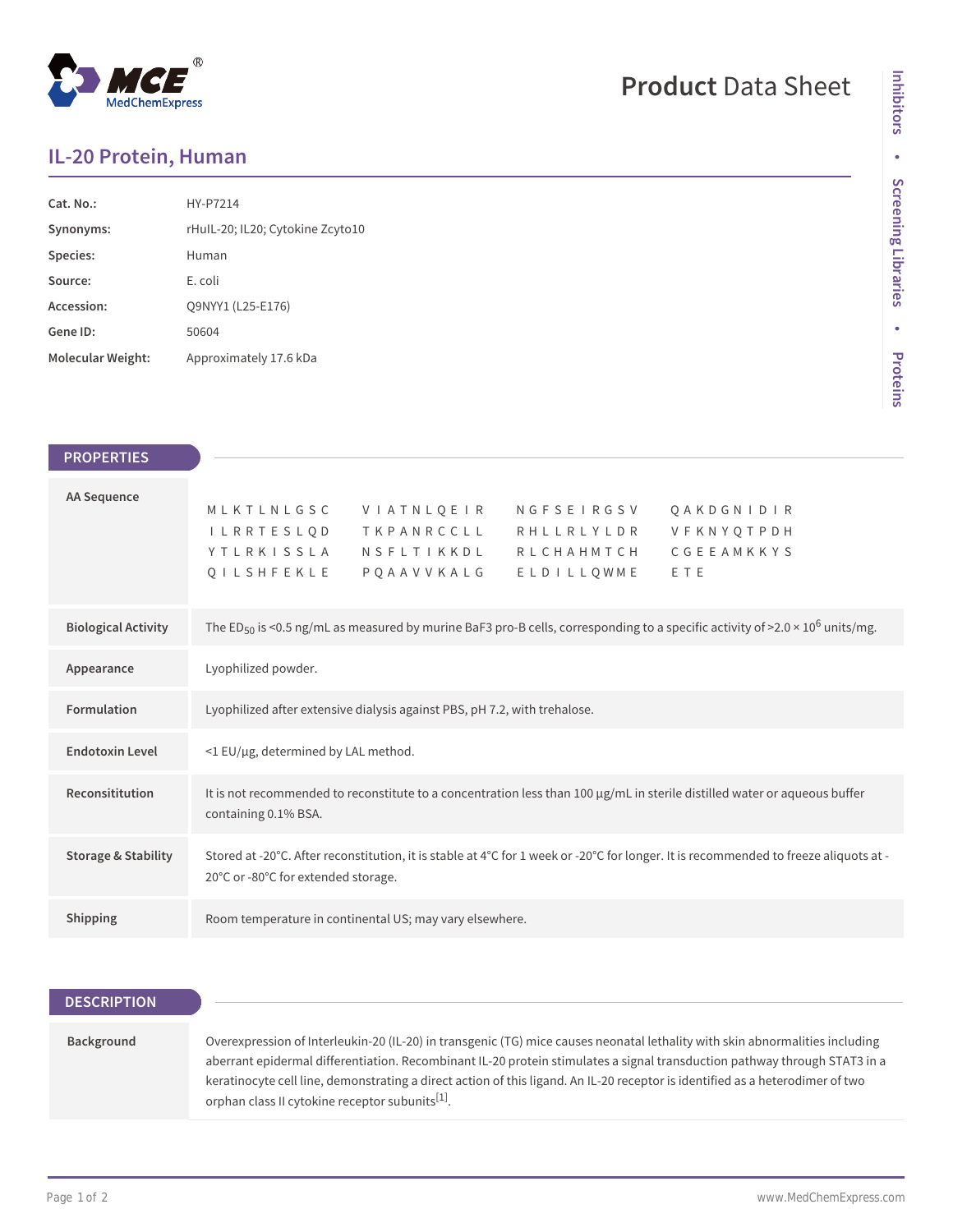# Product Data Sheet

## IL-20 Protein, Human

| | |
|---|---|
| **Cat. No.:** | HY-P7214 |
| **Synonyms:** | rHuIL-20; IL20; Cytokine Zcyto10 |
| **Species:** | Human |
| **Source:** | E. coli |
| **Accession:** | Q9NYY1 (L25-E176) |
| **Gene ID:** | 50604 |
| **Molecular Weight:** | Approximately 17.6 kDa |

## PROPERTIES

| | |
|---|---|
| **AA Sequence** | MLKTLNLGSC VIATNLQEIR NGFSEIRGSV QAKDGNIDIR ILRRTESLQD TKPANRCCLL RHLLRLYLDR VFKNYQTPDH YTLRKISSLA NSFLTIKKDL RLCHAHMTCH CGEEAMKKYS QILSHFEKLE PQAAVVKALG ELDILLQWME ETE |
| **Biological Activity** | The $ED_{50}$ is <0.5 ng/mL as measured by murine BaF3 pro-B cells, corresponding to a specific activity of >2.0 × $10^6$ units/mg. |
| **Appearance** | Lyophilized powder. |
| **Formulation** | Lyophilized after extensive dialysis against PBS, pH 7.2, with trehalose. |
| **Endotoxin Level** | <1 EU/μg, determined by LAL method. |
| **Reconsititution** | It is not recommended to reconstitute to a concentration less than 100 μg/mL in sterile distilled water or aqueous buffer containing 0.1% BSA. |
| **Storage & Stability** | Stored at -20°C. After reconstitution, it is stable at 4°C for 1 week or -20°C for longer. It is recommended to freeze aliquots at -20°C or -80°C for extended storage. |
| **Shipping** | Room temperature in continental US; may vary elsewhere. |

## DESCRIPTION

| | |
|---|---|
| **Background** | Overexpression of Interleukin-20 (IL-20) in transgenic (TG) mice causes neonatal lethality with skin abnormalities including aberrant epidermal differentiation. Recombinant IL-20 protein stimulates a signal transduction pathway through STAT3 in a keratinocyte cell line, demonstrating a direct action of this ligand. An IL-20 receptor is identified as a heterodimer of two orphan class II cytokine receptor subunits[1]. |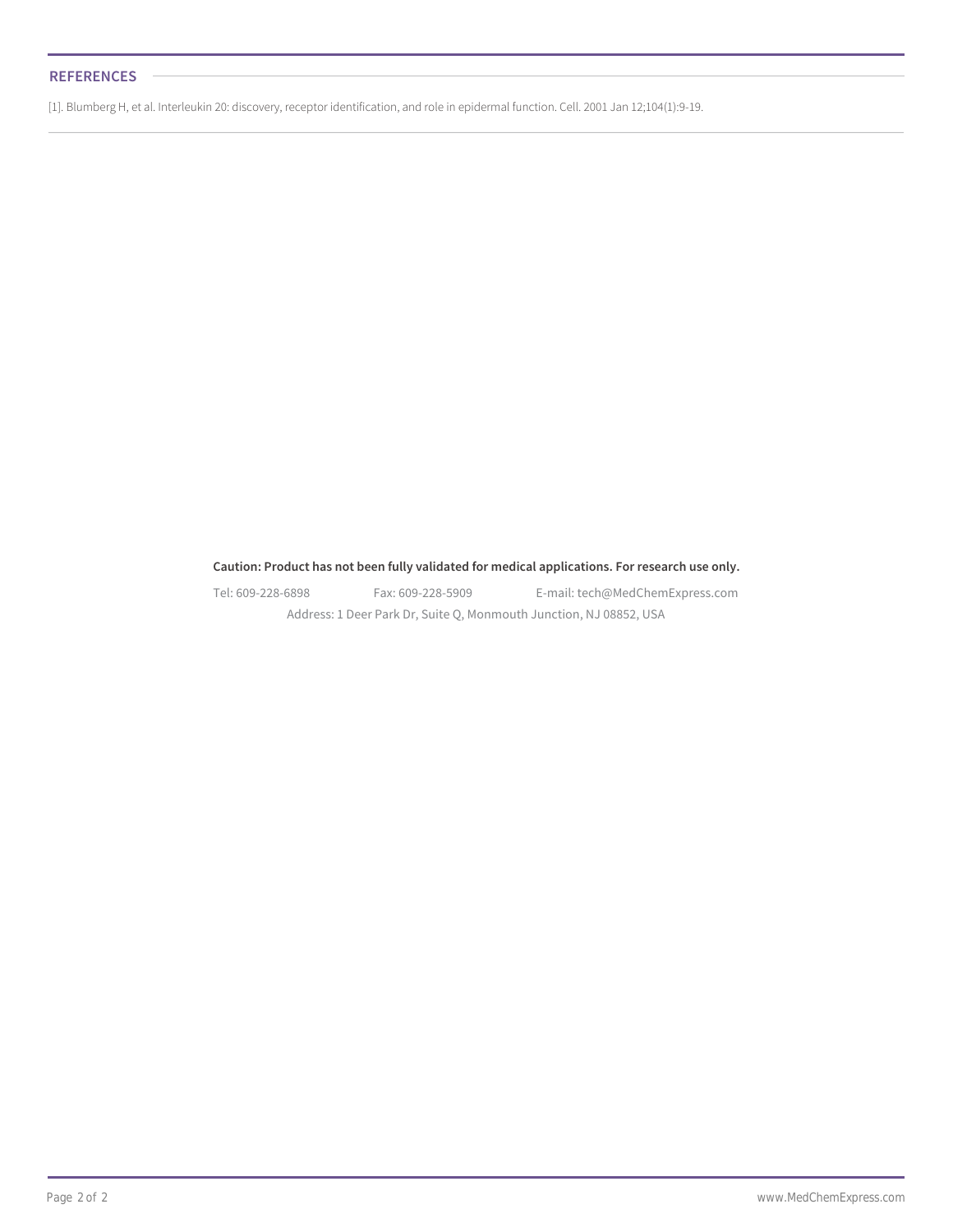## REFERENCES

[1]. Blumberg H, et al. Interleukin 20: discovery, receptor identification, and role in epidermal function. Cell. 2001 Jan 12;104(1):9-19.

**Caution: Product has not been fully validated for medical applications. For research use only.**

Tel: 609-228-6898 Fax: 609-228-5909 E-mail: tech@MedChemExpress.com

Address: 1 Deer Park Dr, Suite Q, Monmouth Junction, NJ 08852, USA